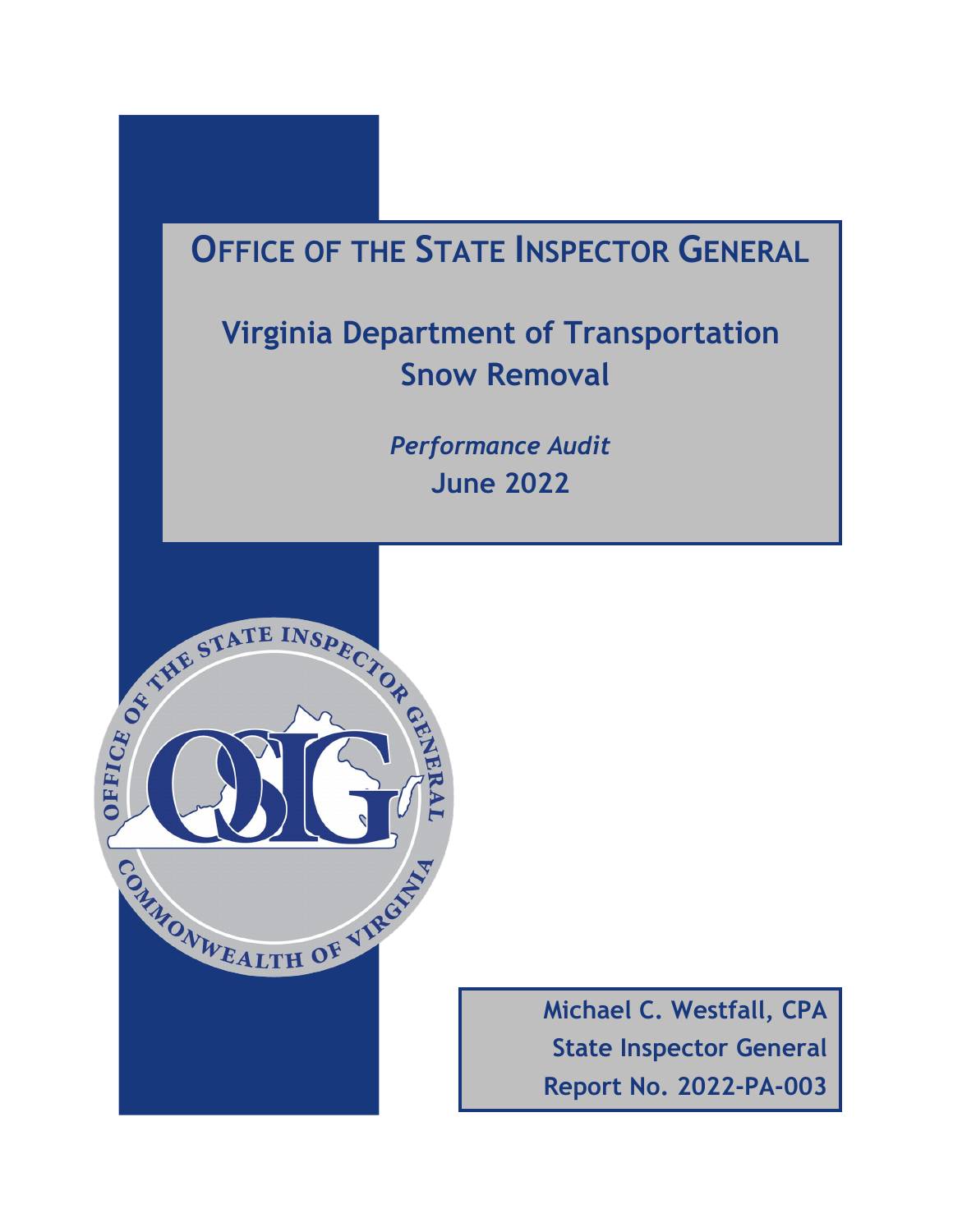# Office of the State Inspector General

## Virginia Department of Transportation Snow Removal

*Performance Audit*

**June 2022**

**Michael C. Westfall, CPA**
**State Inspector General**
**Report No. 2022-PA-003**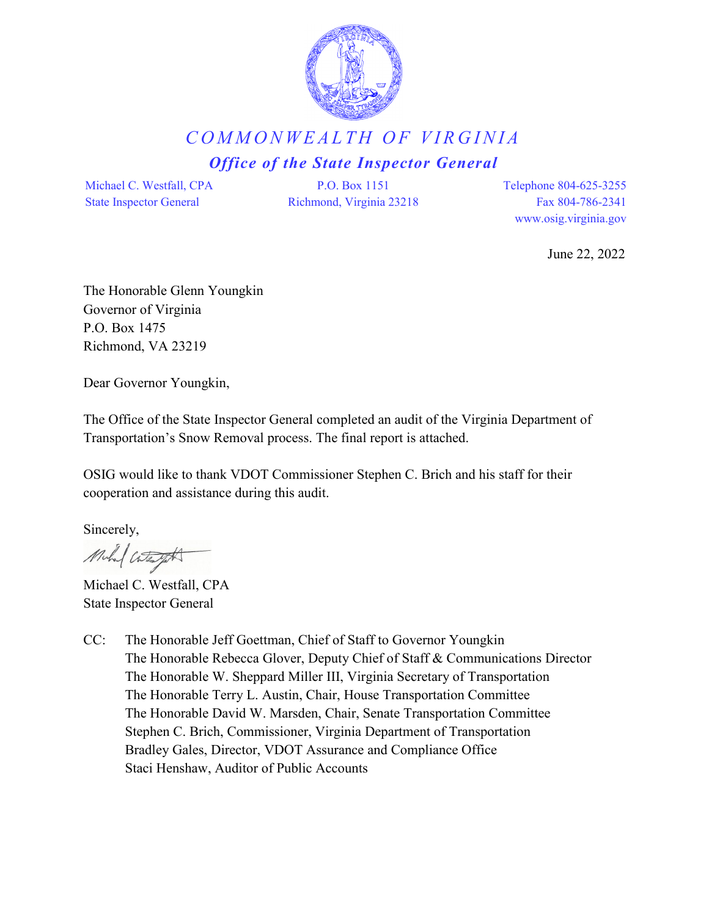# *COMMONWEALTH OF VIRGINIA*

## *Office of the State Inspector General*

Michael C. Westfall, CPA
State Inspector General

P.O. Box 1151
Richmond, Virginia 23218

Telephone 804-625-3255
Fax 804-786-2341
www.osig.virginia.gov

June 22, 2022

The Honorable Glenn Youngkin
Governor of Virginia
P.O. Box 1475
Richmond, VA 23219

Dear Governor Youngkin,

The Office of the State Inspector General completed an audit of the Virginia Department of Transportation's Snow Removal process. The final report is attached.

OSIG would like to thank VDOT Commissioner Stephen C. Brich and his staff for their cooperation and assistance during this audit.

Sincerely,

Michael C. Westfall, CPA
State Inspector General

CC: The Honorable Jeff Goettman, Chief of Staff to Governor Youngkin
The Honorable Rebecca Glover, Deputy Chief of Staff & Communications Director
The Honorable W. Sheppard Miller III, Virginia Secretary of Transportation
The Honorable Terry L. Austin, Chair, House Transportation Committee
The Honorable David W. Marsden, Chair, Senate Transportation Committee
Stephen C. Brich, Commissioner, Virginia Department of Transportation
Bradley Gales, Director, VDOT Assurance and Compliance Office
Staci Henshaw, Auditor of Public Accounts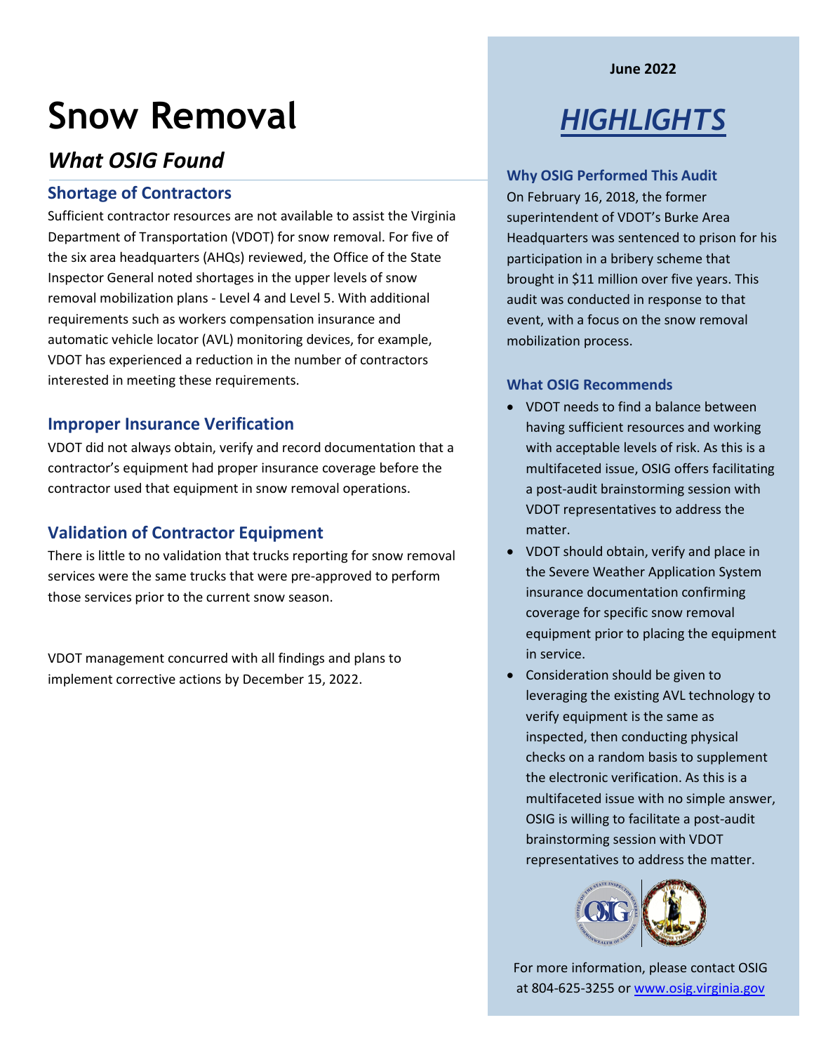# Snow Removal

## *What OSIG Found*

### Shortage of Contractors

Sufficient contractor resources are not available to assist the Virginia Department of Transportation (VDOT) for snow removal. For five of the six area headquarters (AHQs) reviewed, the Office of the State Inspector General noted shortages in the upper levels of snow removal mobilization plans - Level 4 and Level 5. With additional requirements such as workers compensation insurance and automatic vehicle locator (AVL) monitoring devices, for example, VDOT has experienced a reduction in the number of contractors interested in meeting these requirements.

### Improper Insurance Verification

VDOT did not always obtain, verify and record documentation that a contractor's equipment had proper insurance coverage before the contractor used that equipment in snow removal operations.

### Validation of Contractor Equipment

There is little to no validation that trucks reporting for snow removal services were the same trucks that were pre-approved to perform those services prior to the current snow season.

VDOT management concurred with all findings and plans to implement corrective actions by December 15, 2022.

**June 2022**

## *HIGHLIGHTS*

### Why OSIG Performed This Audit

On February 16, 2018, the former superintendent of VDOT's Burke Area Headquarters was sentenced to prison for his participation in a bribery scheme that brought in $11 million over five years. This audit was conducted in response to that event, with a focus on the snow removal mobilization process.

### What OSIG Recommends

- VDOT needs to find a balance between having sufficient resources and working with acceptable levels of risk. As this is a multifaceted issue, OSIG offers facilitating a post-audit brainstorming session with VDOT representatives to address the matter.
- VDOT should obtain, verify and place in the Severe Weather Application System insurance documentation confirming coverage for specific snow removal equipment prior to placing the equipment in service.
- Consideration should be given to leveraging the existing AVL technology to verify equipment is the same as inspected, then conducting physical checks on a random basis to supplement the electronic verification. As this is a multifaceted issue with no simple answer, OSIG is willing to facilitate a post-audit brainstorming session with VDOT representatives to address the matter.

For more information, please contact OSIG at 804-625-3255 or www.osig.virginia.gov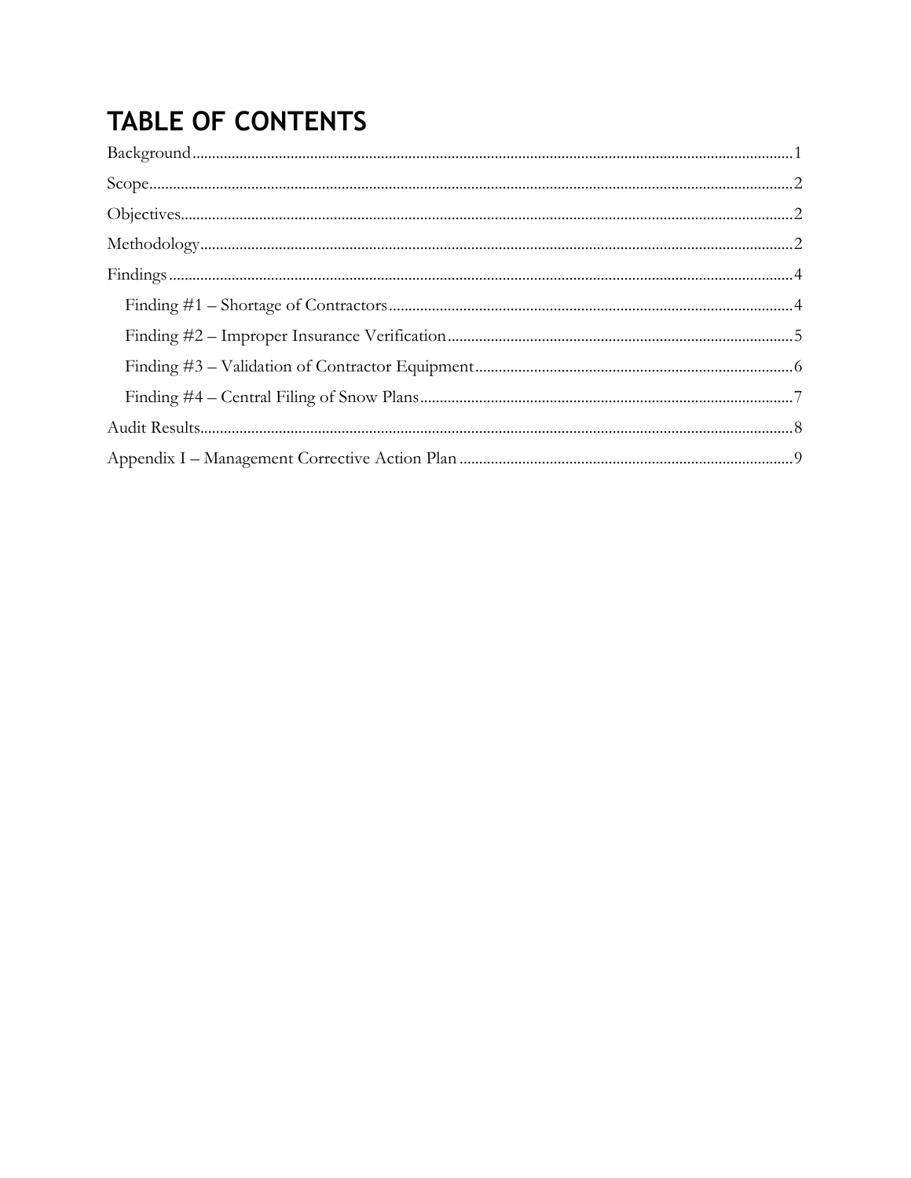# TABLE OF CONTENTS

Background .......... 1

Scope .......... 2

Objectives .......... 2

Methodology .......... 2

Findings .......... 4

- Finding #1 – Shortage of Contractors .......... 4
- Finding #2 – Improper Insurance Verification .......... 5
- Finding #3 – Validation of Contractor Equipment .......... 6
- Finding #4 – Central Filing of Snow Plans .......... 7

Audit Results .......... 8

Appendix I – Management Corrective Action Plan .......... 9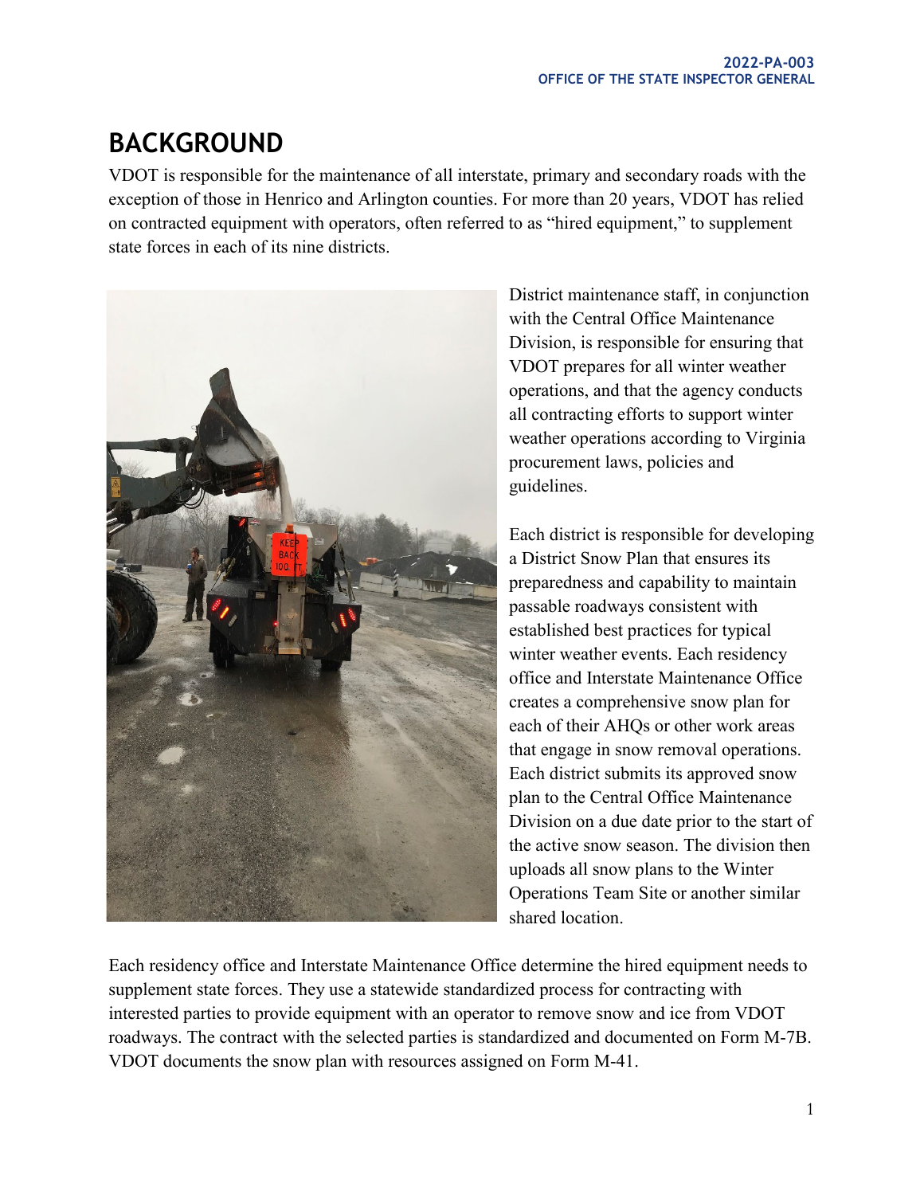# BACKGROUND

VDOT is responsible for the maintenance of all interstate, primary and secondary roads with the exception of those in Henrico and Arlington counties. For more than 20 years, VDOT has relied on contracted equipment with operators, often referred to as "hired equipment," to supplement state forces in each of its nine districts.

District maintenance staff, in conjunction with the Central Office Maintenance Division, is responsible for ensuring that VDOT prepares for all winter weather operations, and that the agency conducts all contracting efforts to support winter weather operations according to Virginia procurement laws, policies and guidelines.

Each district is responsible for developing a District Snow Plan that ensures its preparedness and capability to maintain passable roadways consistent with established best practices for typical winter weather events. Each residency office and Interstate Maintenance Office creates a comprehensive snow plan for each of their AHQs or other work areas that engage in snow removal operations. Each district submits its approved snow plan to the Central Office Maintenance Division on a due date prior to the start of the active snow season. The division then uploads all snow plans to the Winter Operations Team Site or another similar shared location.

Each residency office and Interstate Maintenance Office determine the hired equipment needs to supplement state forces. They use a statewide standardized process for contracting with interested parties to provide equipment with an operator to remove snow and ice from VDOT roadways. The contract with the selected parties is standardized and documented on Form M-7B. VDOT documents the snow plan with resources assigned on Form M-41.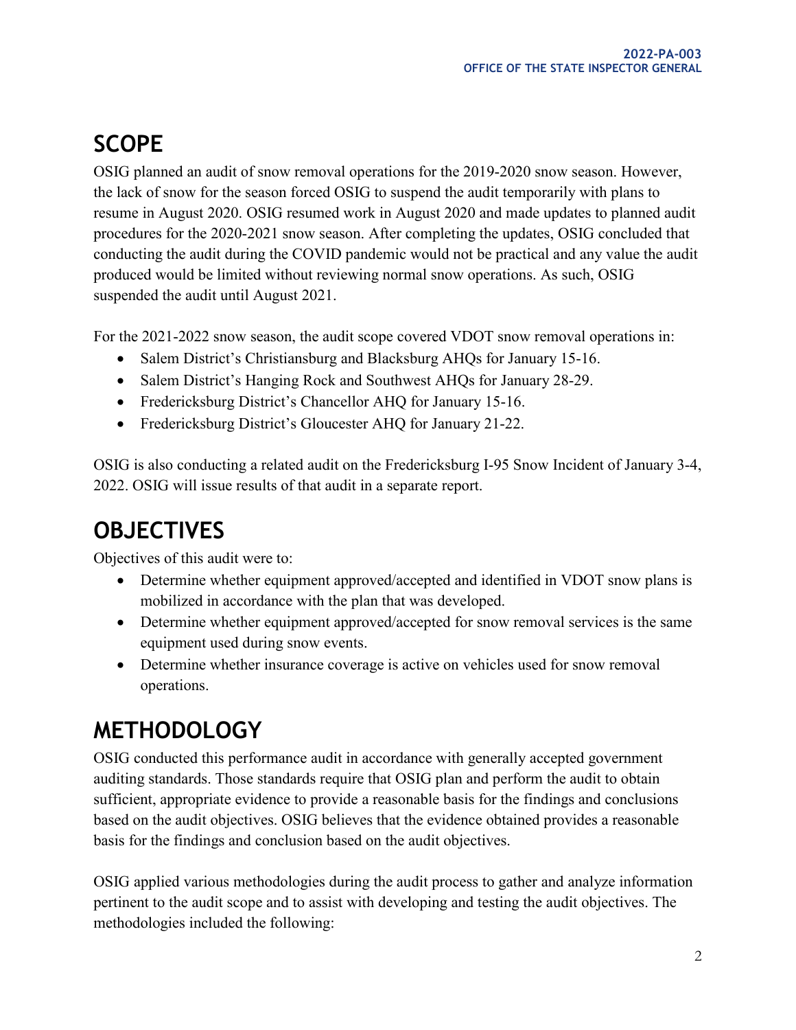## SCOPE

OSIG planned an audit of snow removal operations for the 2019-2020 snow season. However, the lack of snow for the season forced OSIG to suspend the audit temporarily with plans to resume in August 2020. OSIG resumed work in August 2020 and made updates to planned audit procedures for the 2020-2021 snow season. After completing the updates, OSIG concluded that conducting the audit during the COVID pandemic would not be practical and any value the audit produced would be limited without reviewing normal snow operations. As such, OSIG suspended the audit until August 2021.

For the 2021-2022 snow season, the audit scope covered VDOT snow removal operations in:

- Salem District's Christiansburg and Blacksburg AHQs for January 15-16.
- Salem District's Hanging Rock and Southwest AHQs for January 28-29.
- Fredericksburg District's Chancellor AHQ for January 15-16.
- Fredericksburg District's Gloucester AHQ for January 21-22.

OSIG is also conducting a related audit on the Fredericksburg I-95 Snow Incident of January 3-4, 2022. OSIG will issue results of that audit in a separate report.

## OBJECTIVES

Objectives of this audit were to:

- Determine whether equipment approved/accepted and identified in VDOT snow plans is mobilized in accordance with the plan that was developed.
- Determine whether equipment approved/accepted for snow removal services is the same equipment used during snow events.
- Determine whether insurance coverage is active on vehicles used for snow removal operations.

## METHODOLOGY

OSIG conducted this performance audit in accordance with generally accepted government auditing standards. Those standards require that OSIG plan and perform the audit to obtain sufficient, appropriate evidence to provide a reasonable basis for the findings and conclusions based on the audit objectives. OSIG believes that the evidence obtained provides a reasonable basis for the findings and conclusion based on the audit objectives.

OSIG applied various methodologies during the audit process to gather and analyze information pertinent to the audit scope and to assist with developing and testing the audit objectives. The methodologies included the following: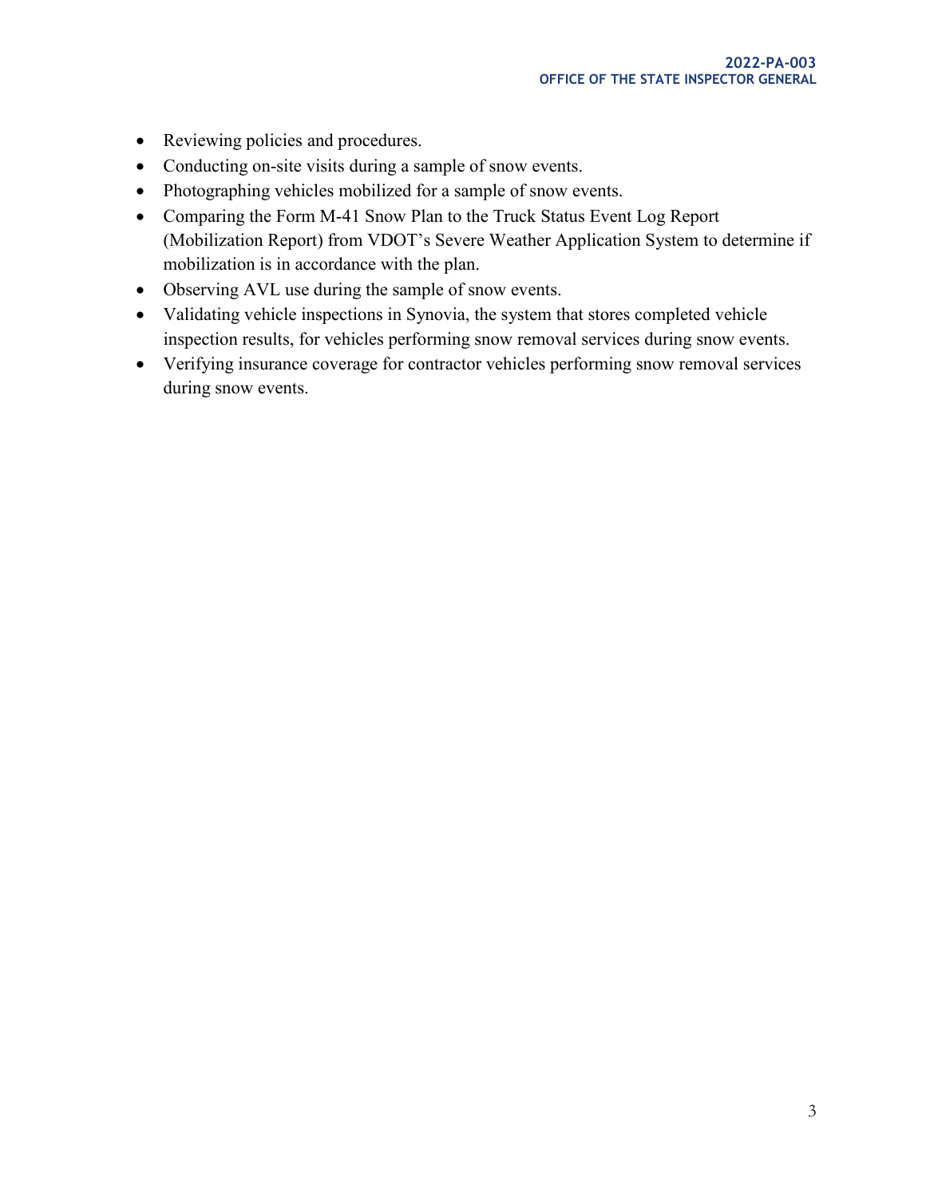- Reviewing policies and procedures.
- Conducting on-site visits during a sample of snow events.
- Photographing vehicles mobilized for a sample of snow events.
- Comparing the Form M-41 Snow Plan to the Truck Status Event Log Report (Mobilization Report) from VDOT's Severe Weather Application System to determine if mobilization is in accordance with the plan.
- Observing AVL use during the sample of snow events.
- Validating vehicle inspections in Synovia, the system that stores completed vehicle inspection results, for vehicles performing snow removal services during snow events.
- Verifying insurance coverage for contractor vehicles performing snow removal services during snow events.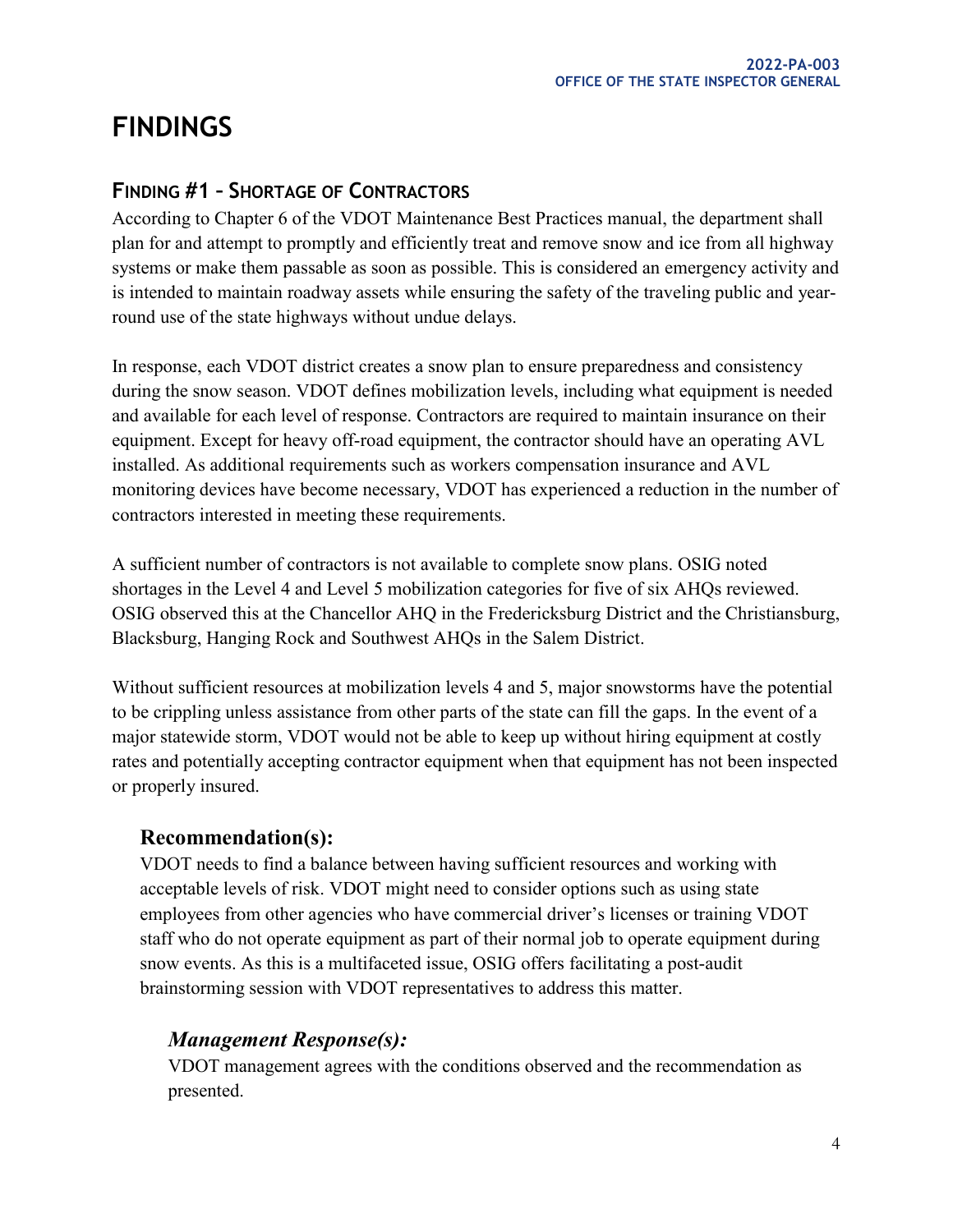# FINDINGS

## FINDING #1 – SHORTAGE OF CONTRACTORS

According to Chapter 6 of the VDOT Maintenance Best Practices manual, the department shall plan for and attempt to promptly and efficiently treat and remove snow and ice from all highway systems or make them passable as soon as possible. This is considered an emergency activity and is intended to maintain roadway assets while ensuring the safety of the traveling public and year-round use of the state highways without undue delays.

In response, each VDOT district creates a snow plan to ensure preparedness and consistency during the snow season. VDOT defines mobilization levels, including what equipment is needed and available for each level of response. Contractors are required to maintain insurance on their equipment. Except for heavy off-road equipment, the contractor should have an operating AVL installed. As additional requirements such as workers compensation insurance and AVL monitoring devices have become necessary, VDOT has experienced a reduction in the number of contractors interested in meeting these requirements.

A sufficient number of contractors is not available to complete snow plans. OSIG noted shortages in the Level 4 and Level 5 mobilization categories for five of six AHQs reviewed. OSIG observed this at the Chancellor AHQ in the Fredericksburg District and the Christiansburg, Blacksburg, Hanging Rock and Southwest AHQs in the Salem District.

Without sufficient resources at mobilization levels 4 and 5, major snowstorms have the potential to be crippling unless assistance from other parts of the state can fill the gaps. In the event of a major statewide storm, VDOT would not be able to keep up without hiring equipment at costly rates and potentially accepting contractor equipment when that equipment has not been inspected or properly insured.

### Recommendation(s):

VDOT needs to find a balance between having sufficient resources and working with acceptable levels of risk. VDOT might need to consider options such as using state employees from other agencies who have commercial driver's licenses or training VDOT staff who do not operate equipment as part of their normal job to operate equipment during snow events. As this is a multifaceted issue, OSIG offers facilitating a post-audit brainstorming session with VDOT representatives to address this matter.

#### *Management Response(s):*

VDOT management agrees with the conditions observed and the recommendation as presented.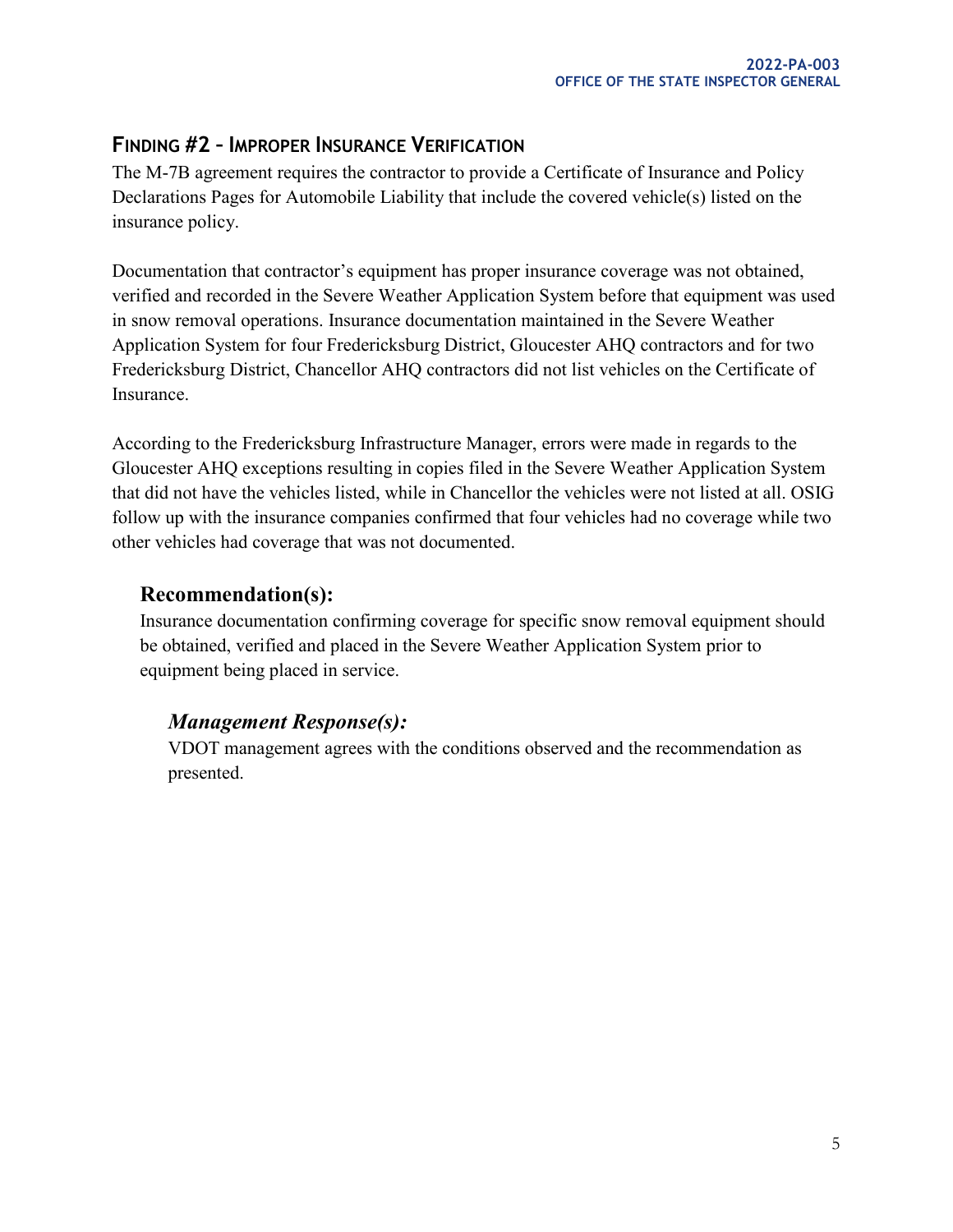## Finding #2 – Improper Insurance Verification

The M-7B agreement requires the contractor to provide a Certificate of Insurance and Policy Declarations Pages for Automobile Liability that include the covered vehicle(s) listed on the insurance policy.

Documentation that contractor's equipment has proper insurance coverage was not obtained, verified and recorded in the Severe Weather Application System before that equipment was used in snow removal operations. Insurance documentation maintained in the Severe Weather Application System for four Fredericksburg District, Gloucester AHQ contractors and for two Fredericksburg District, Chancellor AHQ contractors did not list vehicles on the Certificate of Insurance.

According to the Fredericksburg Infrastructure Manager, errors were made in regards to the Gloucester AHQ exceptions resulting in copies filed in the Severe Weather Application System that did not have the vehicles listed, while in Chancellor the vehicles were not listed at all. OSIG follow up with the insurance companies confirmed that four vehicles had no coverage while two other vehicles had coverage that was not documented.

### Recommendation(s):

Insurance documentation confirming coverage for specific snow removal equipment should be obtained, verified and placed in the Severe Weather Application System prior to equipment being placed in service.

#### *Management Response(s):*

VDOT management agrees with the conditions observed and the recommendation as presented.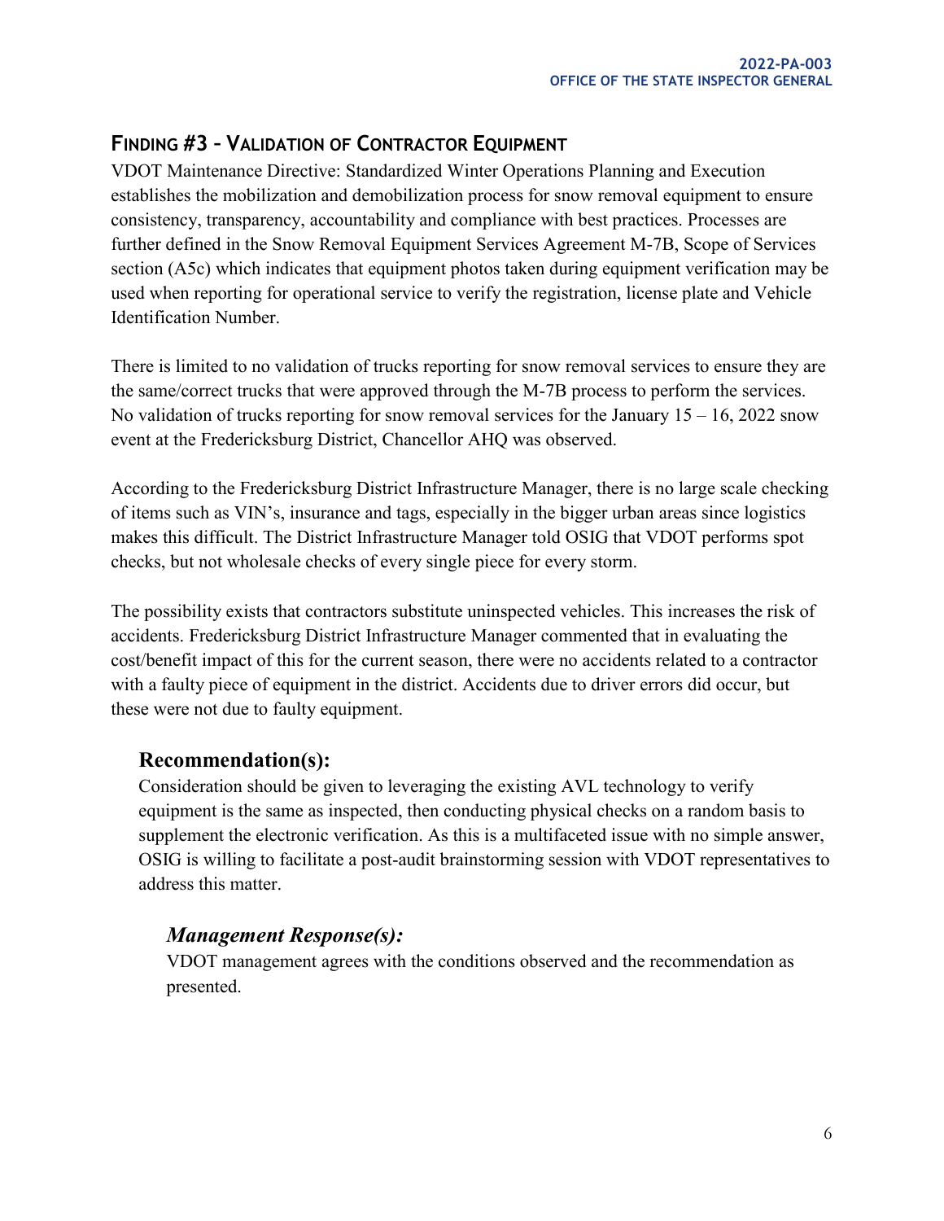## Finding #3 – Validation of Contractor Equipment

VDOT Maintenance Directive: Standardized Winter Operations Planning and Execution establishes the mobilization and demobilization process for snow removal equipment to ensure consistency, transparency, accountability and compliance with best practices. Processes are further defined in the Snow Removal Equipment Services Agreement M-7B, Scope of Services section (A5c) which indicates that equipment photos taken during equipment verification may be used when reporting for operational service to verify the registration, license plate and Vehicle Identification Number.

There is limited to no validation of trucks reporting for snow removal services to ensure they are the same/correct trucks that were approved through the M-7B process to perform the services. No validation of trucks reporting for snow removal services for the January 15 – 16, 2022 snow event at the Fredericksburg District, Chancellor AHQ was observed.

According to the Fredericksburg District Infrastructure Manager, there is no large scale checking of items such as VIN's, insurance and tags, especially in the bigger urban areas since logistics makes this difficult. The District Infrastructure Manager told OSIG that VDOT performs spot checks, but not wholesale checks of every single piece for every storm.

The possibility exists that contractors substitute uninspected vehicles. This increases the risk of accidents. Fredericksburg District Infrastructure Manager commented that in evaluating the cost/benefit impact of this for the current season, there were no accidents related to a contractor with a faulty piece of equipment in the district. Accidents due to driver errors did occur, but these were not due to faulty equipment.

### Recommendation(s):

Consideration should be given to leveraging the existing AVL technology to verify equipment is the same as inspected, then conducting physical checks on a random basis to supplement the electronic verification. As this is a multifaceted issue with no simple answer, OSIG is willing to facilitate a post-audit brainstorming session with VDOT representatives to address this matter.

#### *Management Response(s):*

VDOT management agrees with the conditions observed and the recommendation as presented.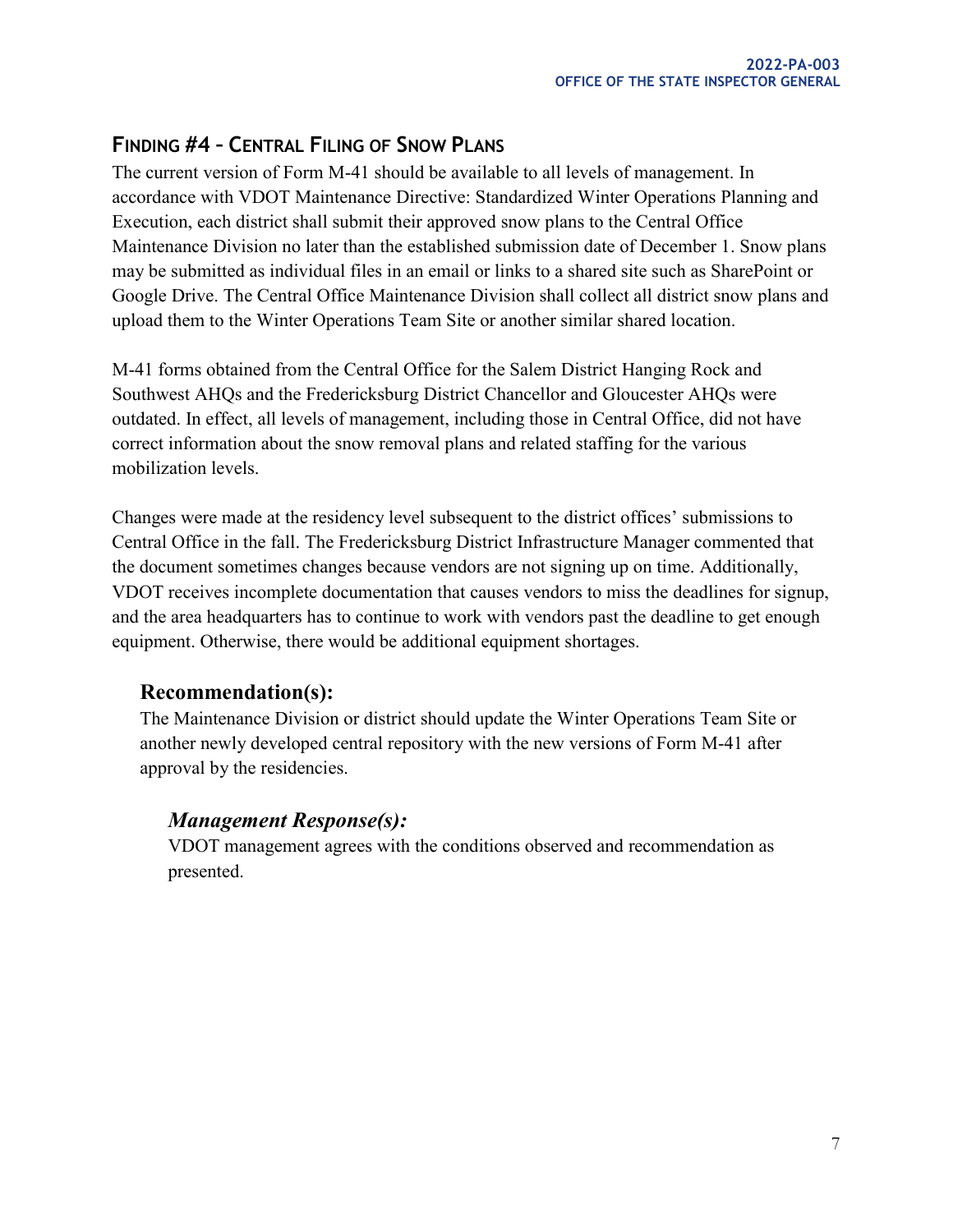## Finding #4 – Central Filing of Snow Plans

The current version of Form M-41 should be available to all levels of management. In accordance with VDOT Maintenance Directive: Standardized Winter Operations Planning and Execution, each district shall submit their approved snow plans to the Central Office Maintenance Division no later than the established submission date of December 1. Snow plans may be submitted as individual files in an email or links to a shared site such as SharePoint or Google Drive. The Central Office Maintenance Division shall collect all district snow plans and upload them to the Winter Operations Team Site or another similar shared location.

M-41 forms obtained from the Central Office for the Salem District Hanging Rock and Southwest AHQs and the Fredericksburg District Chancellor and Gloucester AHQs were outdated. In effect, all levels of management, including those in Central Office, did not have correct information about the snow removal plans and related staffing for the various mobilization levels.

Changes were made at the residency level subsequent to the district offices' submissions to Central Office in the fall. The Fredericksburg District Infrastructure Manager commented that the document sometimes changes because vendors are not signing up on time. Additionally, VDOT receives incomplete documentation that causes vendors to miss the deadlines for signup, and the area headquarters has to continue to work with vendors past the deadline to get enough equipment. Otherwise, there would be additional equipment shortages.

### Recommendation(s):

The Maintenance Division or district should update the Winter Operations Team Site or another newly developed central repository with the new versions of Form M-41 after approval by the residencies.

#### *Management Response(s):*

VDOT management agrees with the conditions observed and recommendation as presented.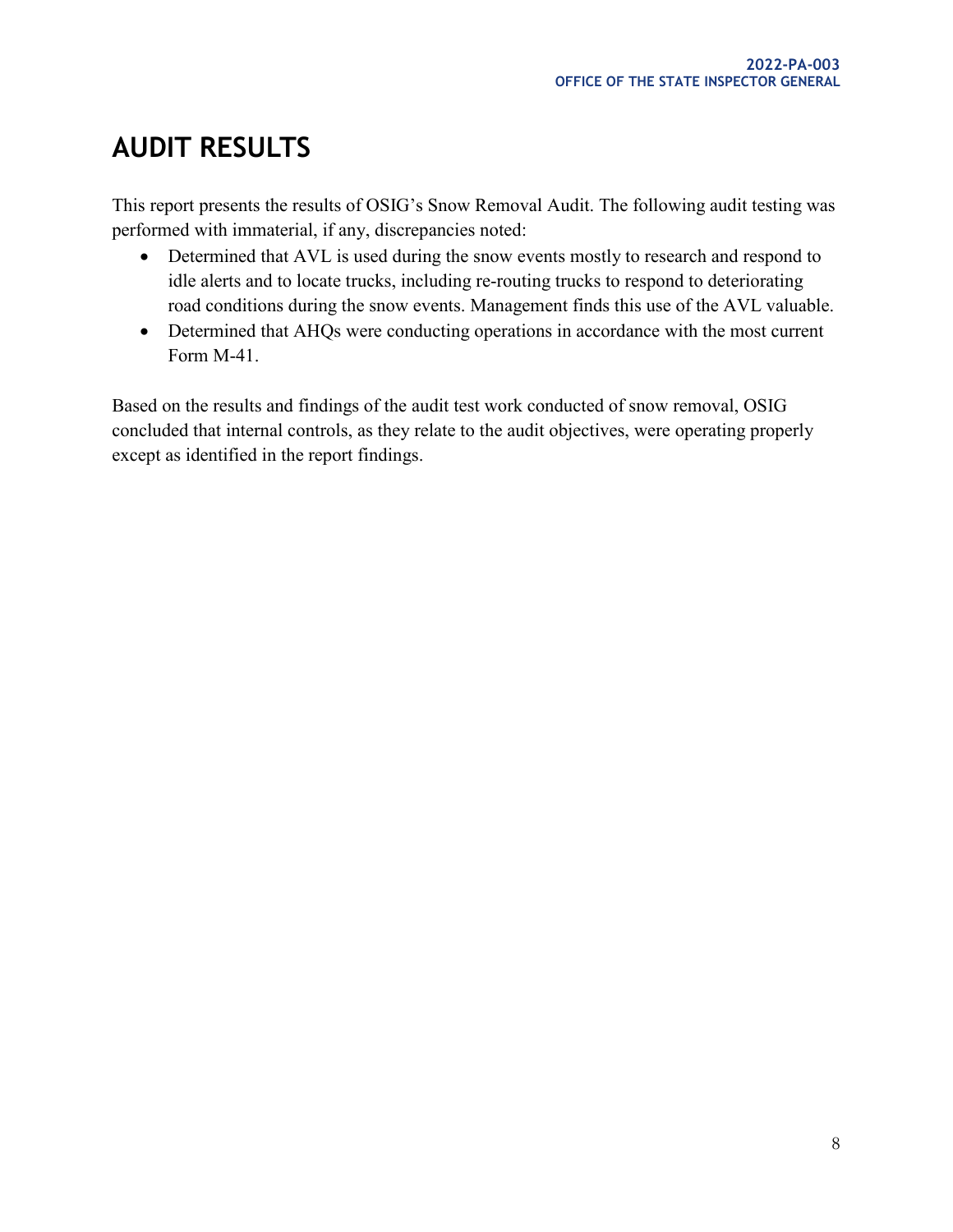# AUDIT RESULTS

This report presents the results of OSIG's Snow Removal Audit. The following audit testing was performed with immaterial, if any, discrepancies noted:

- Determined that AVL is used during the snow events mostly to research and respond to idle alerts and to locate trucks, including re-routing trucks to respond to deteriorating road conditions during the snow events. Management finds this use of the AVL valuable.
- Determined that AHQs were conducting operations in accordance with the most current Form M-41.

Based on the results and findings of the audit test work conducted of snow removal, OSIG concluded that internal controls, as they relate to the audit objectives, were operating properly except as identified in the report findings.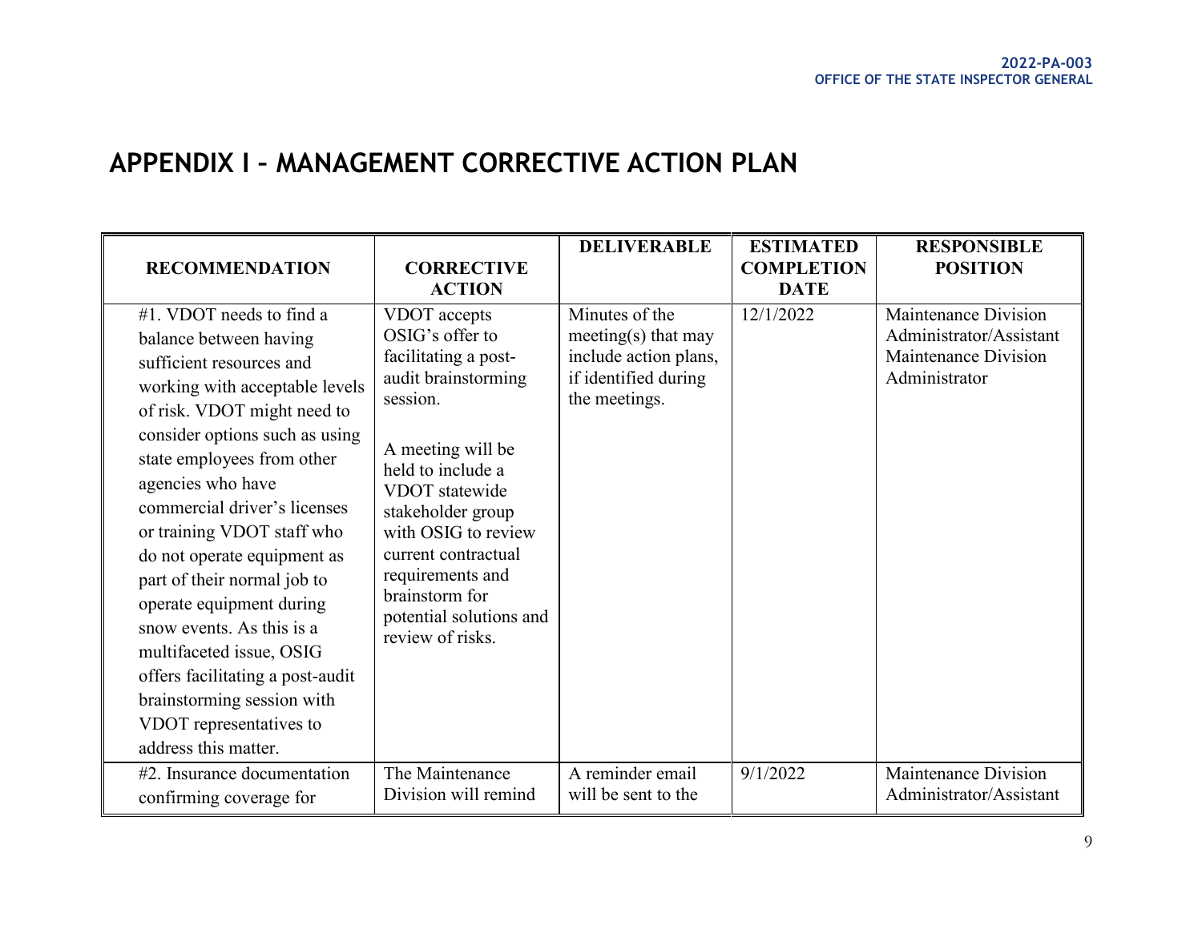# APPENDIX I – MANAGEMENT CORRECTIVE ACTION PLAN

| RECOMMENDATION | CORRECTIVE ACTION | DELIVERABLE | ESTIMATED COMPLETION DATE | RESPONSIBLE POSITION |
|---|---|---|---|---|
| #1. VDOT needs to find a balance between having sufficient resources and working with acceptable levels of risk. VDOT might need to consider options such as using state employees from other agencies who have commercial driver's licenses or training VDOT staff who do not operate equipment as part of their normal job to operate equipment during snow events. As this is a multifaceted issue, OSIG offers facilitating a post-audit brainstorming session with VDOT representatives to address this matter. | VDOT accepts OSIG's offer to facilitating a post-audit brainstorming session.<br><br>A meeting will be held to include a VDOT statewide stakeholder group with OSIG to review current contractual requirements and brainstorm for potential solutions and review of risks. | Minutes of the meeting(s) that may include action plans, if identified during the meetings. | 12/1/2022 | Maintenance Division Administrator/Assistant Maintenance Division Administrator |
| #2. Insurance documentation confirming coverage for | The Maintenance Division will remind | A reminder email will be sent to the | 9/1/2022 | Maintenance Division Administrator/Assistant |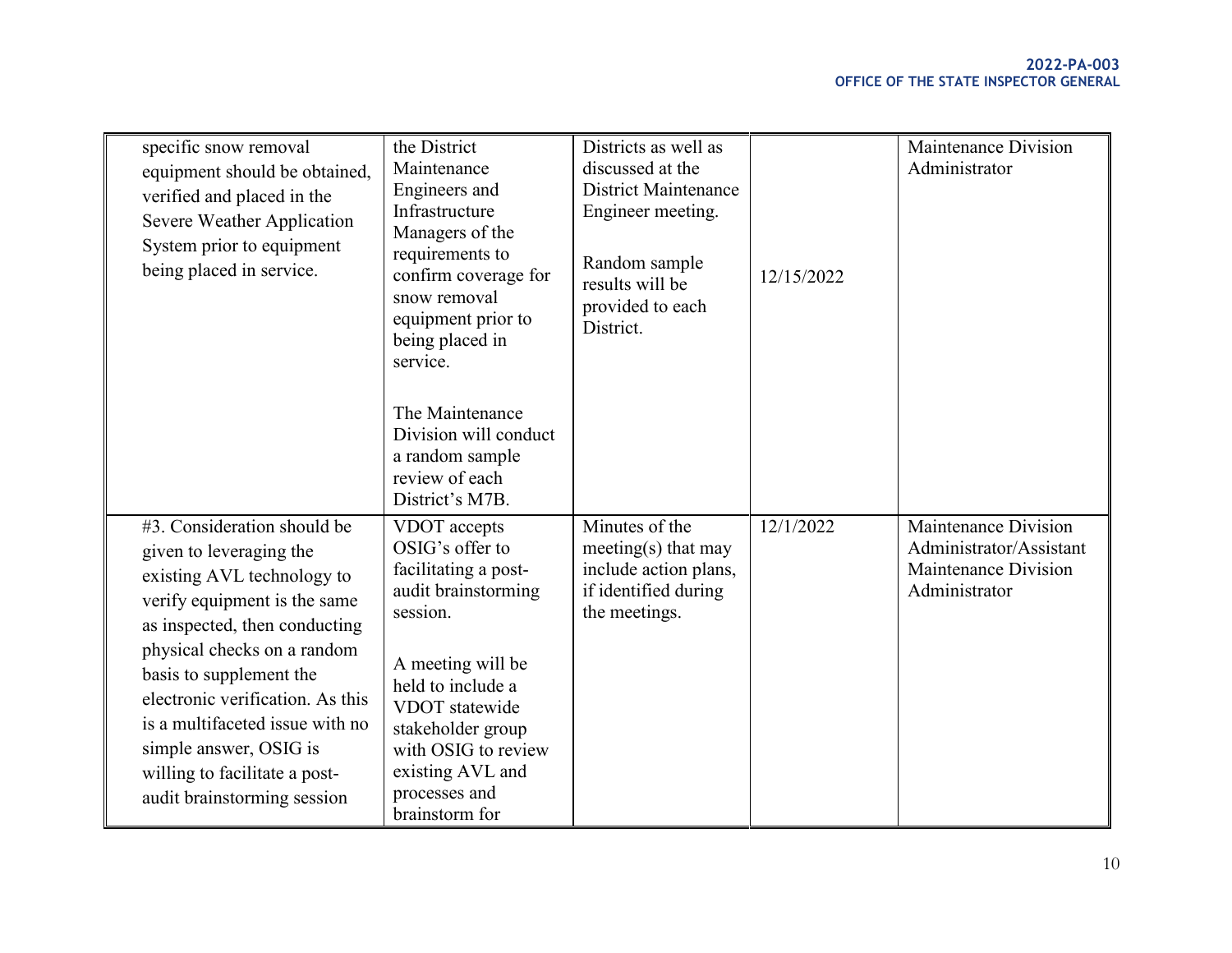| | | | | |
|---|---|---|---|---|
| specific snow removal equipment should be obtained, verified and placed in the Severe Weather Application System prior to equipment being placed in service. | the District Maintenance Engineers and Infrastructure Managers of the requirements to confirm coverage for snow removal equipment prior to being placed in service.<br><br>The Maintenance Division will conduct a random sample review of each District's M7B. | Districts as well as discussed at the District Maintenance Engineer meeting.<br><br>Random sample results will be provided to each District. | 12/15/2022 | Maintenance Division Administrator |
| #3. Consideration should be given to leveraging the existing AVL technology to verify equipment is the same as inspected, then conducting physical checks on a random basis to supplement the electronic verification. As this is a multifaceted issue with no simple answer, OSIG is willing to facilitate a post-audit brainstorming session | VDOT accepts OSIG's offer to facilitating a post-audit brainstorming session.<br><br>A meeting will be held to include a VDOT statewide stakeholder group with OSIG to review existing AVL and processes and brainstorm for | Minutes of the meeting(s) that may include action plans, if identified during the meetings. | 12/1/2022 | Maintenance Division Administrator/Assistant Maintenance Division Administrator |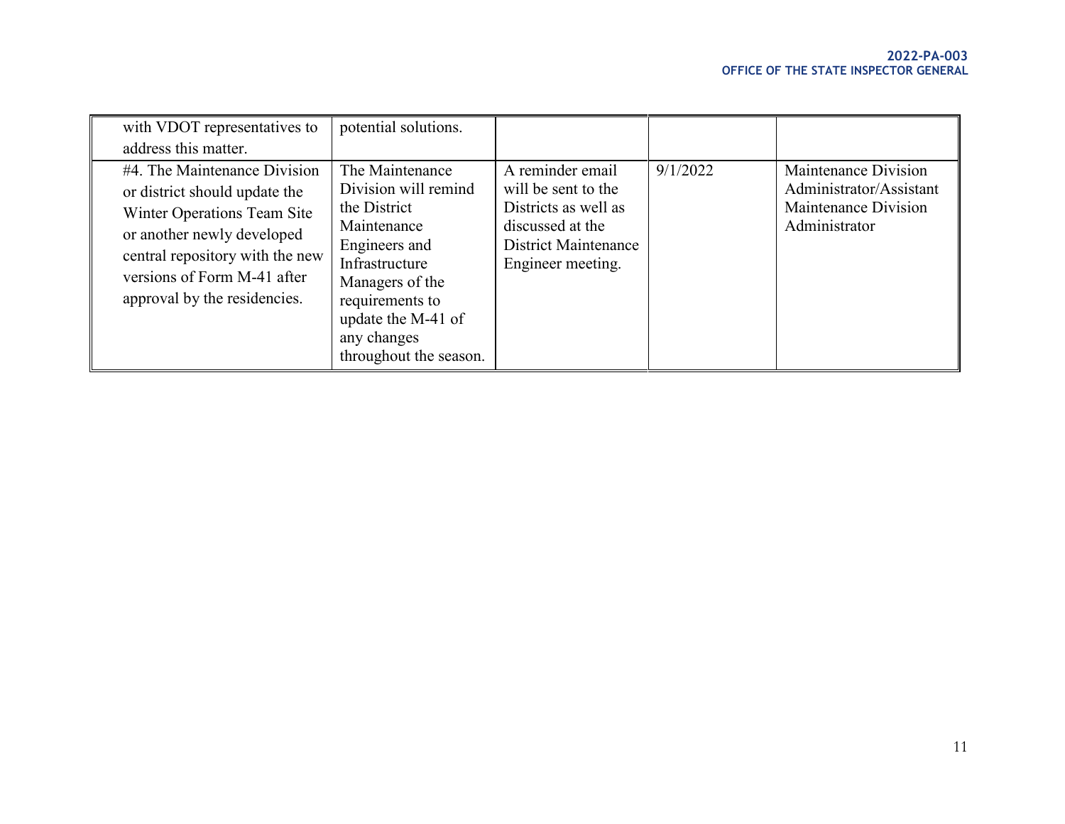| | | | | |
|---|---|---|---|---|
| with VDOT representatives to address this matter. | potential solutions. | | | |
| #4. The Maintenance Division or district should update the Winter Operations Team Site or another newly developed central repository with the new versions of Form M-41 after approval by the residencies. | The Maintenance Division will remind the District Maintenance Engineers and Infrastructure Managers of the requirements to update the M-41 of any changes throughout the season. | A reminder email will be sent to the Districts as well as discussed at the District Maintenance Engineer meeting. | 9/1/2022 | Maintenance Division Administrator/Assistant Maintenance Division Administrator |